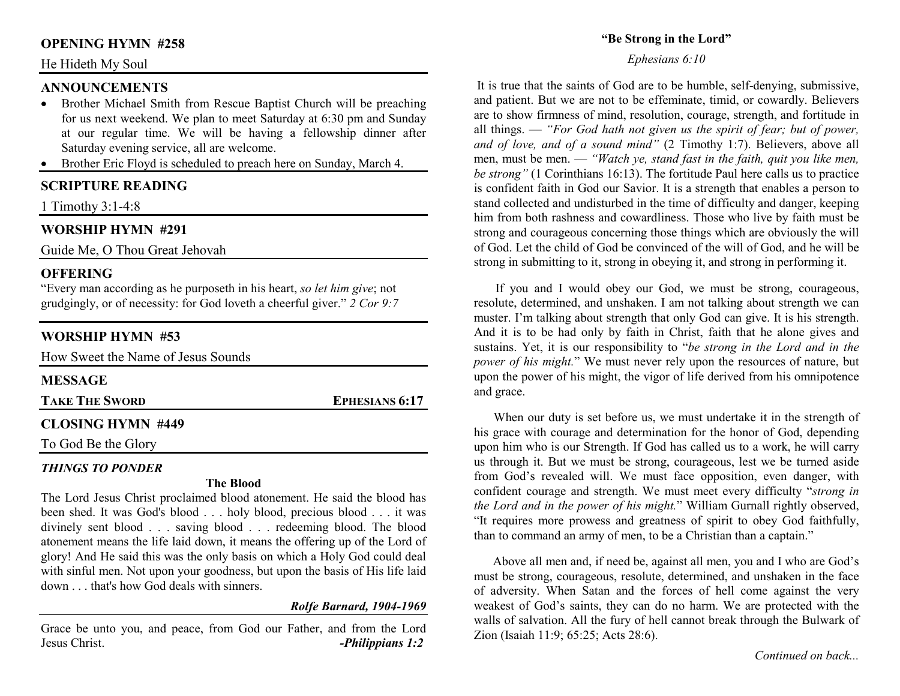## OPENING HYMN #258

He Hideth My Soul

## ANNOUNCEMENTS

- Brother Michael Smith from Rescue Baptist Church will be preaching for us next weekend. We plan to meet Saturday at 6:30 pm and Sunday at our regular time. We will be having a fellowship dinner after Saturday evening service, all are welcome.
- Brother Eric Floyd is scheduled to preach here on Sunday, March 4.

## SCRIPTURE READING

1 Timothy 3:1-4:8

## WORSHIP HYMN #291

Guide Me, O Thou Great Jehovah

## OFFERING

"Every man according as he purposeth in his heart, *so let him give*; not grudgingly, or of necessity: for God loveth a cheerful giver." *2 Cor 9:7*

## WORSHIP HYMN #53

How Sweet the Name of Jesus Sounds

## MESSAGE

**TAKE THE SWORD** — **EPHESIANS 6:17**

## CLOSING HYMN #449

To God Be the Glory

### *THINGS TO PONDER*

**The Blood**

The Lord Jesus Christ proclaimed blood atonement. He said the blood has been shed. It was God's blood . . . holy blood, precious blood . . . it was divinely sent blood . . . saving blood . . . redeeming blood. The blood atonement means the life laid down, it means the offering up of the Lord of glory! And He said this was the only basis on which a Holy God could deal with sinful men. Not upon your goodness, but upon the basis of His life laid down . . . that's how God deals with sinners.

***Rolfe Barnard, 1904-1969***

Grace be unto you, and peace, from God our Father, and from the Lord Jesus Christ. ***-Philippians 1:2***

## "Be Strong in the Lord"

*Ephesians 6:10*

It is true that the saints of God are to be humble, self-denying, submissive, and patient. But we are not to be effeminate, timid, or cowardly. Believers are to show firmness of mind, resolution, courage, strength, and fortitude in all things. — *"For God hath not given us the spirit of fear; but of power, and of love, and of a sound mind"* (2 Timothy 1:7). Believers, above all men, must be men. — *"Watch ye, stand fast in the faith, quit you like men, be strong"* (1 Corinthians 16:13). The fortitude Paul here calls us to practice is confident faith in God our Savior. It is a strength that enables a person to stand collected and undisturbed in the time of difficulty and danger, keeping him from both rashness and cowardliness. Those who live by faith must be strong and courageous concerning those things which are obviously the will of God. Let the child of God be convinced of the will of God, and he will be strong in submitting to it, strong in obeying it, and strong in performing it.

If you and I would obey our God, we must be strong, courageous, resolute, determined, and unshaken. I am not talking about strength we can muster. I'm talking about strength that only God can give. It is his strength. And it is to be had only by faith in Christ, faith that he alone gives and sustains. Yet, it is our responsibility to "*be strong in the Lord and in the power of his might.*" We must never rely upon the resources of nature, but upon the power of his might, the vigor of life derived from his omnipotence and grace.

When our duty is set before us, we must undertake it in the strength of his grace with courage and determination for the honor of God, depending upon him who is our Strength. If God has called us to a work, he will carry us through it. But we must be strong, courageous, lest we be turned aside from God's revealed will. We must face opposition, even danger, with confident courage and strength. We must meet every difficulty "*strong in the Lord and in the power of his might.*" William Gurnall rightly observed, "It requires more prowess and greatness of spirit to obey God faithfully, than to command an army of men, to be a Christian than a captain."

Above all men and, if need be, against all men, you and I who are God's must be strong, courageous, resolute, determined, and unshaken in the face of adversity. When Satan and the forces of hell come against the very weakest of God's saints, they can do no harm. We are protected with the walls of salvation. All the fury of hell cannot break through the Bulwark of Zion (Isaiah 11:9; 65:25; Acts 28:6).

*Continued on back...*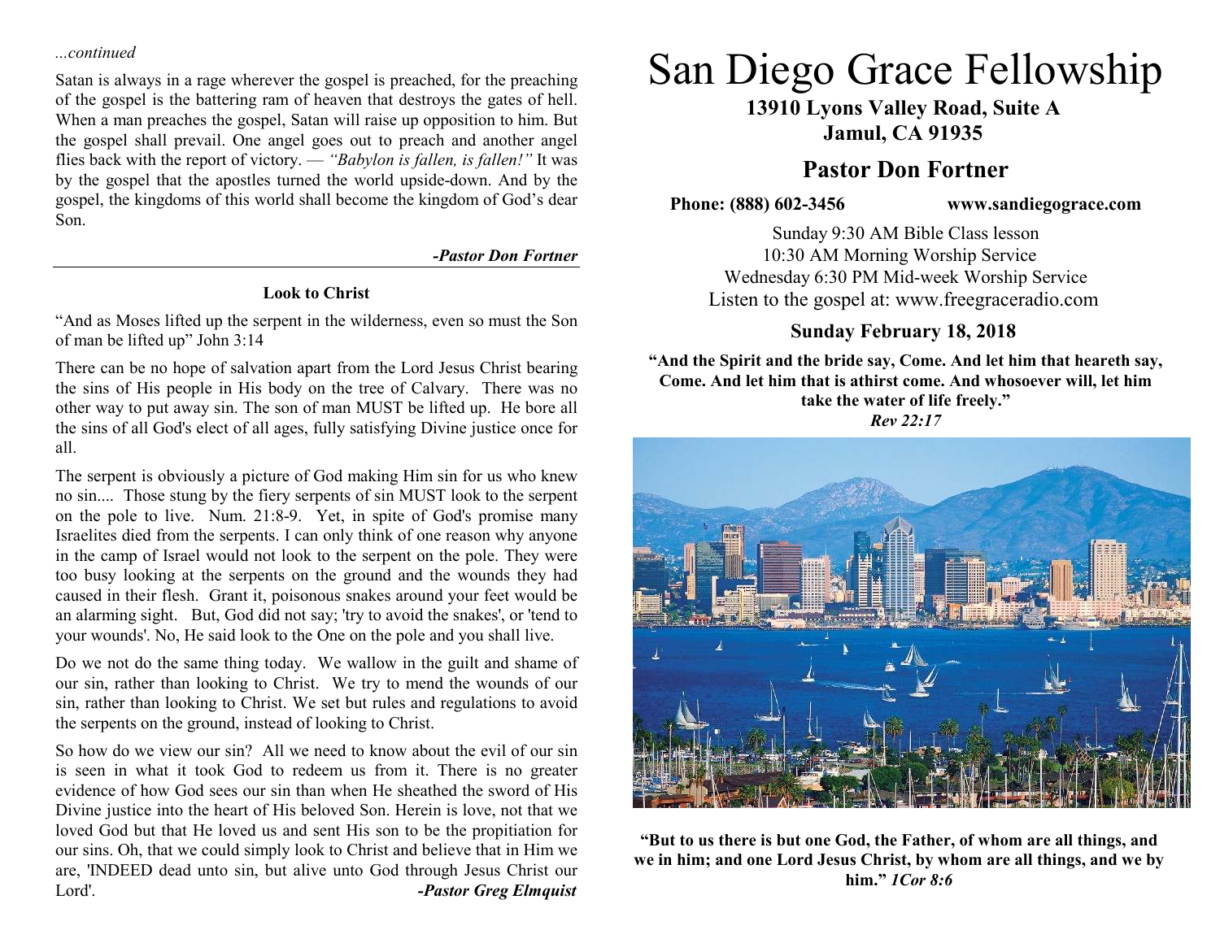*...continued*

Satan is always in a rage wherever the gospel is preached, for the preaching of the gospel is the battering ram of heaven that destroys the gates of hell. When a man preaches the gospel, Satan will raise up opposition to him. But the gospel shall prevail. One angel goes out to preach and another angel flies back with the report of victory. — *"Babylon is fallen, is fallen!"* It was by the gospel that the apostles turned the world upside-down. And by the gospel, the kingdoms of this world shall become the kingdom of God's dear Son.

***-Pastor Don Fortner***

---

**Look to Christ**

"And as Moses lifted up the serpent in the wilderness, even so must the Son of man be lifted up" John 3:14

There can be no hope of salvation apart from the Lord Jesus Christ bearing the sins of His people in His body on the tree of Calvary. There was no other way to put away sin. The son of man MUST be lifted up. He bore all the sins of all God's elect of all ages, fully satisfying Divine justice once for all.

The serpent is obviously a picture of God making Him sin for us who knew no sin.... Those stung by the fiery serpents of sin MUST look to the serpent on the pole to live. Num. 21:8-9. Yet, in spite of God's promise many Israelites died from the serpents. I can only think of one reason why anyone in the camp of Israel would not look to the serpent on the pole. They were too busy looking at the serpents on the ground and the wounds they had caused in their flesh. Grant it, poisonous snakes around your feet would be an alarming sight. But, God did not say; 'try to avoid the snakes', or 'tend to your wounds'. No, He said look to the One on the pole and you shall live.

Do we not do the same thing today. We wallow in the guilt and shame of our sin, rather than looking to Christ. We try to mend the wounds of our sin, rather than looking to Christ. We set but rules and regulations to avoid the serpents on the ground, instead of looking to Christ.

So how do we view our sin? All we need to know about the evil of our sin is seen in what it took God to redeem us from it. There is no greater evidence of how God sees our sin than when He sheathed the sword of His Divine justice into the heart of His beloved Son. Herein is love, not that we loved God but that He loved us and sent His son to be the propitiation for our sins. Oh, that we could simply look to Christ and believe that in Him we are, 'INDEED dead unto sin, but alive unto God through Jesus Christ our Lord'. ***-Pastor Greg Elmquist***

# San Diego Grace Fellowship

**13910 Lyons Valley Road, Suite A**
**Jamul, CA 91935**

## Pastor Don Fortner

**Phone: (888) 602-3456** **www.sandiegograce.com**

Sunday 9:30 AM Bible Class lesson
10:30 AM Morning Worship Service
Wednesday 6:30 PM Mid-week Worship Service
Listen to the gospel at: www.freegraceradio.com

### Sunday February 18, 2018

**"And the Spirit and the bride say, Come. And let him that heareth say, Come. And let him that is athirst come. And whosoever will, let him take the water of life freely."**
***Rev 22:17***

**"But to us there is but one God, the Father, of whom are all things, and we in him; and one Lord Jesus Christ, by whom are all things, and we by him."** ***1Cor 8:6***